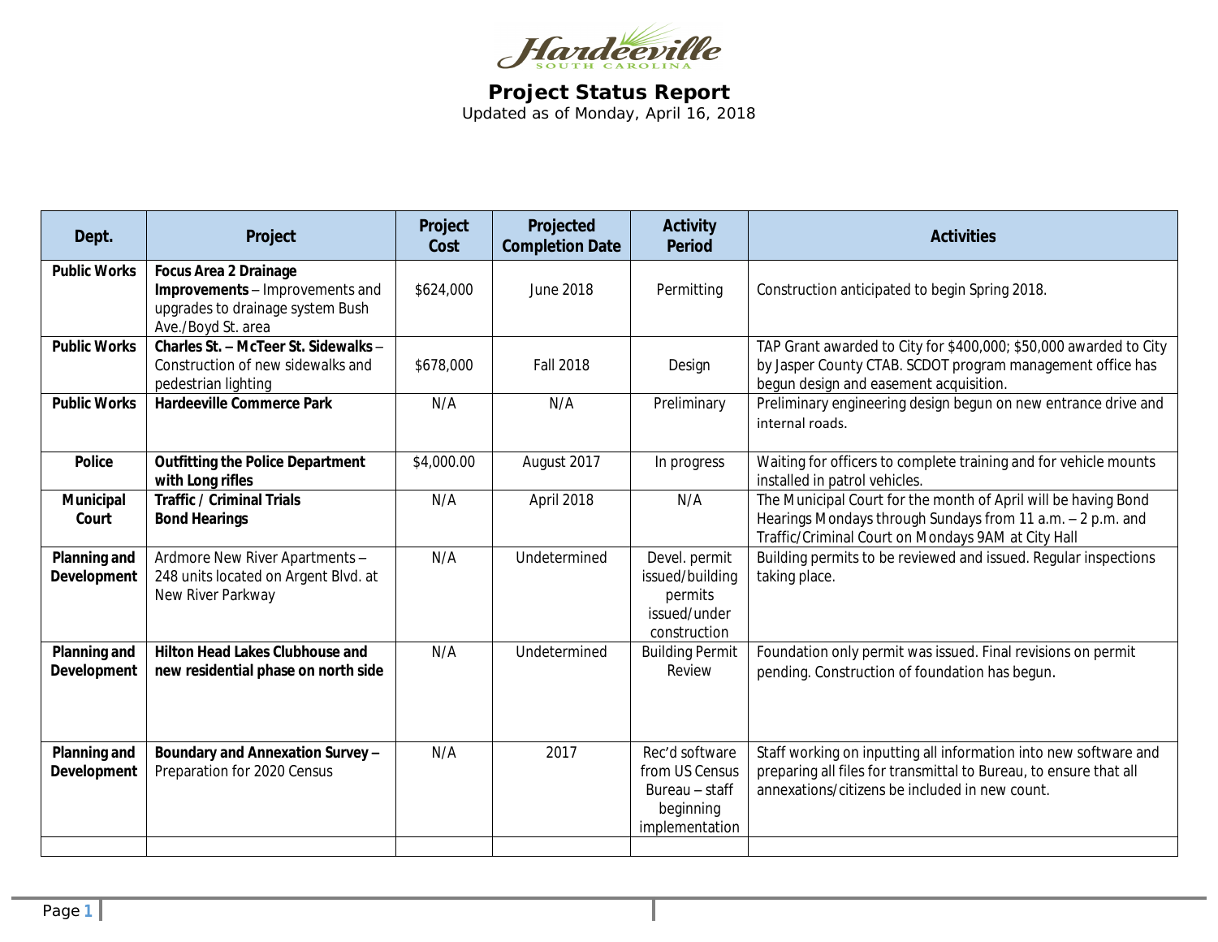Hardeeville
SOUTH CAROLINA

# Project Status Report

Updated as of Monday, April 16, 2018

| Dept. | Project | Project Cost | Projected Completion Date | Activity Period | Activities |
|---|---|---|---|---|---|
| **Public Works** | **Focus Area 2 Drainage Improvements** – Improvements and upgrades to drainage system Bush Ave./Boyd St. area | $624,000 | June 2018 | Permitting | Construction anticipated to begin Spring 2018. |
| **Public Works** | **Charles St. – McTeer St. Sidewalks** – Construction of new sidewalks and pedestrian lighting | $678,000 | Fall 2018 | Design | TAP Grant awarded to City for $400,000; $50,000 awarded to City by Jasper County CTAB. SCDOT program management office has begun design and easement acquisition. |
| **Public Works** | **Hardeeville Commerce Park** | N/A | N/A | Preliminary | Preliminary engineering design begun on new entrance drive and internal roads. |
| **Police** | **Outfitting the Police Department with Long rifles** | $4,000.00 | August 2017 | In progress | Waiting for officers to complete training and for vehicle mounts installed in patrol vehicles. |
| **Municipal Court** | **Traffic / Criminal Trials Bond Hearings** | N/A | April 2018 | N/A | The Municipal Court for the month of April will be having Bond Hearings Mondays through Sundays from 11 a.m. – 2 p.m. and Traffic/Criminal Court on Mondays 9AM at City Hall |
| **Planning and Development** | Ardmore New River Apartments – 248 units located on Argent Blvd. at New River Parkway | N/A | Undetermined | Devel. permit issued/building permits issued/under construction | Building permits to be reviewed and issued. Regular inspections taking place. |
| **Planning and Development** | **Hilton Head Lakes Clubhouse and new residential phase on north side** | N/A | Undetermined | Building Permit Review | Foundation only permit was issued. Final revisions on permit pending. Construction of foundation has begun. |
| **Planning and Development** | **Boundary and Annexation Survey –** Preparation for 2020 Census | N/A | 2017 | Rec'd software from US Census Bureau – staff beginning implementation | Staff working on inputting all information into new software and preparing all files for transmittal to Bureau, to ensure that all annexations/citizens be included in new count. |
| | | | | | |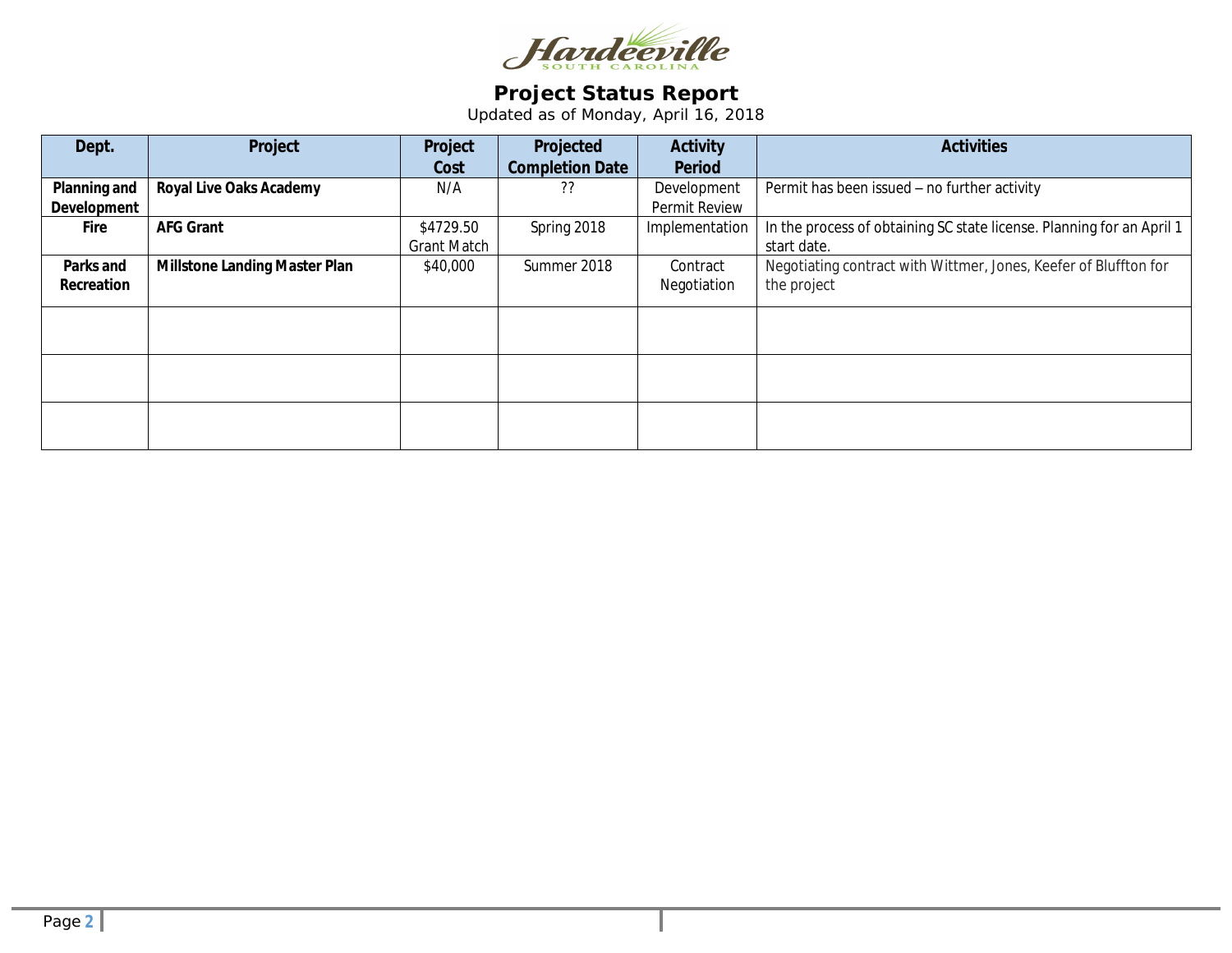Hardeeville
SOUTH CAROLINA

# Project Status Report

Updated as of Monday, April 16, 2018

| Dept. | Project | Project Cost | Projected Completion Date | Activity Period | Activities |
|---|---|---|---|---|---|
| **Planning and Development** | **Royal Live Oaks Academy** | N/A | ?? | Development Permit Review | Permit has been issued – no further activity |
| **Fire** | **AFG Grant** | $4729.50 Grant Match | Spring 2018 | Implementation | In the process of obtaining SC state license. Planning for an April 1 start date. |
| **Parks and Recreation** | **Millstone Landing Master Plan** | $40,000 | Summer 2018 | Contract Negotiation | Negotiating contract with Wittmer, Jones, Keefer of Bluffton for the project |
| | | | | | |
| | | | | | |
| | | | | | |